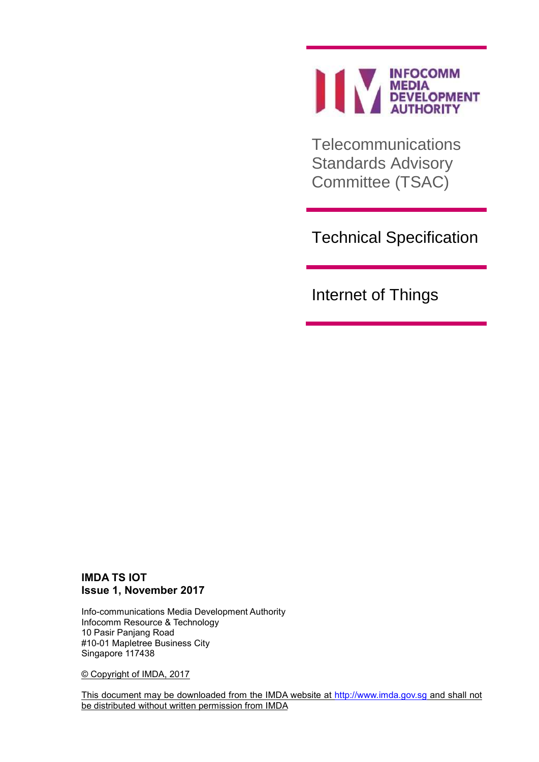INFOCOMM MEDIA DEVELOPMENT AUTHORITY

Telecommunications Standards Advisory Committee (TSAC)

# Technical Specification

# Internet of Things

**IMDA TS IOT**
**Issue 1, November 2017**

Info-communications Media Development Authority
Infocomm Resource & Technology
10 Pasir Panjang Road
#10-01 Mapletree Business City
Singapore 117438

© Copyright of IMDA, 2017

This document may be downloaded from the IMDA website at http://www.imda.gov.sg and shall not be distributed without written permission from IMDA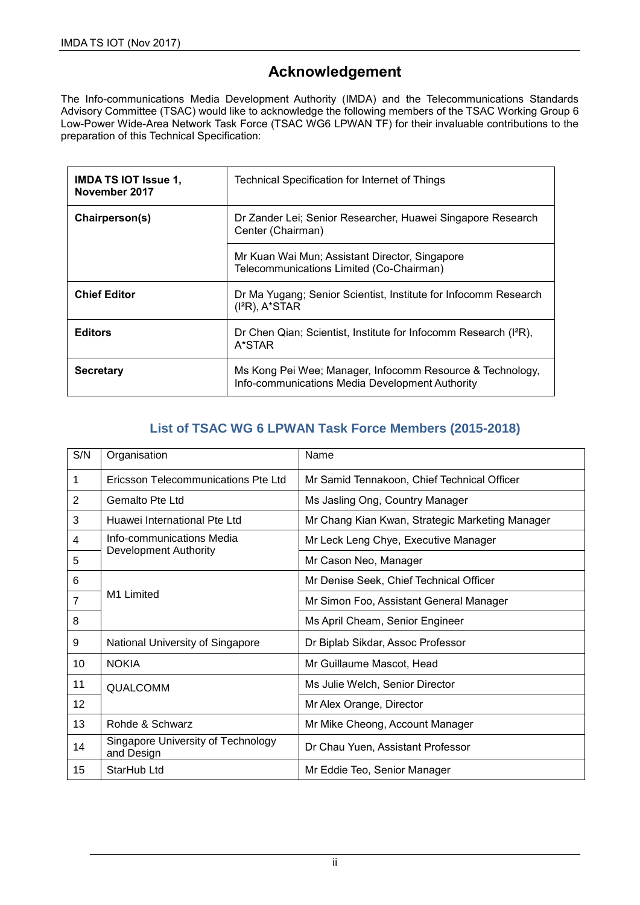# Acknowledgement

The Info-communications Media Development Authority (IMDA) and the Telecommunications Standards Advisory Committee (TSAC) would like to acknowledge the following members of the TSAC Working Group 6 Low-Power Wide-Area Network Task Force (TSAC WG6 LPWAN TF) for their invaluable contributions to the preparation of this Technical Specification:

| **IMDA TS IOT Issue 1, November 2017** | Technical Specification for Internet of Things |
|---|---|
| **Chairperson(s)** | Dr Zander Lei; Senior Researcher, Huawei Singapore Research Center (Chairman) |
| | Mr Kuan Wai Mun; Assistant Director, Singapore Telecommunications Limited (Co-Chairman) |
| **Chief Editor** | Dr Ma Yugang; Senior Scientist, Institute for Infocomm Research (I²R), A*STAR |
| **Editors** | Dr Chen Qian; Scientist, Institute for Infocomm Research (I²R), A*STAR |
| **Secretary** | Ms Kong Pei Wee; Manager, Infocomm Resource & Technology, Info-communications Media Development Authority |

## List of TSAC WG 6 LPWAN Task Force Members (2015-2018)

| S/N | Organisation | Name |
|---|---|---|
| 1 | Ericsson Telecommunications Pte Ltd | Mr Samid Tennakoon, Chief Technical Officer |
| 2 | Gemalto Pte Ltd | Ms Jasling Ong, Country Manager |
| 3 | Huawei International Pte Ltd | Mr Chang Kian Kwan, Strategic Marketing Manager |
| 4 | Info-communications Media Development Authority | Mr Leck Leng Chye, Executive Manager |
| 5 | | Mr Cason Neo, Manager |
| 6 | M1 Limited | Mr Denise Seek, Chief Technical Officer |
| 7 | | Mr Simon Foo, Assistant General Manager |
| 8 | | Ms April Cheam, Senior Engineer |
| 9 | National University of Singapore | Dr Biplab Sikdar, Assoc Professor |
| 10 | NOKIA | Mr Guillaume Mascot, Head |
| 11 | QUALCOMM | Ms Julie Welch, Senior Director |
| 12 | | Mr Alex Orange, Director |
| 13 | Rohde & Schwarz | Mr Mike Cheong, Account Manager |
| 14 | Singapore University of Technology and Design | Dr Chau Yuen, Assistant Professor |
| 15 | StarHub Ltd | Mr Eddie Teo, Senior Manager |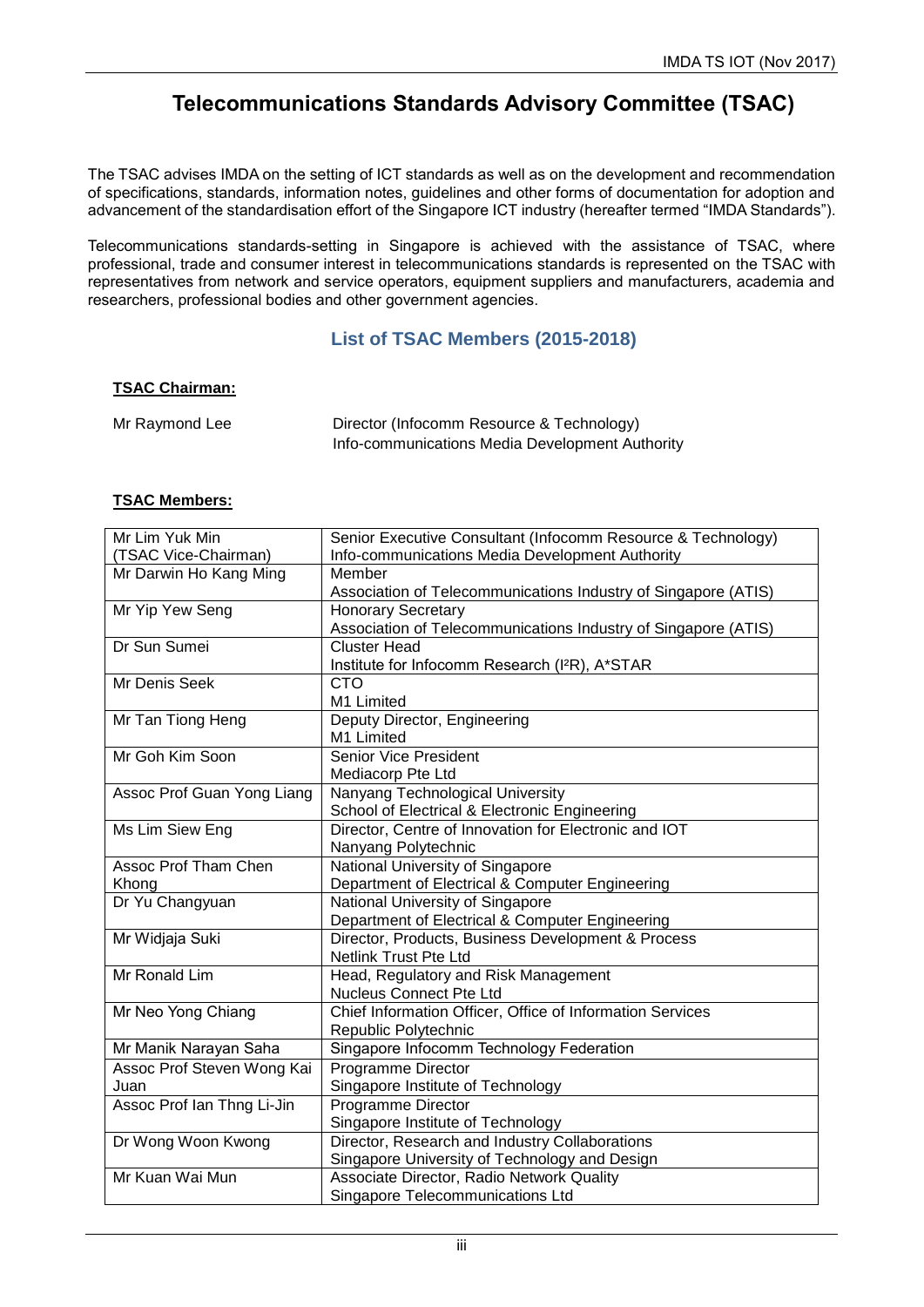# Telecommunications Standards Advisory Committee (TSAC)

The TSAC advises IMDA on the setting of ICT standards as well as on the development and recommendation of specifications, standards, information notes, guidelines and other forms of documentation for adoption and advancement of the standardisation effort of the Singapore ICT industry (hereafter termed "IMDA Standards").

Telecommunications standards-setting in Singapore is achieved with the assistance of TSAC, where professional, trade and consumer interest in telecommunications standards is represented on the TSAC with representatives from network and service operators, equipment suppliers and manufacturers, academia and researchers, professional bodies and other government agencies.

## List of TSAC Members (2015-2018)

**TSAC Chairman:**

Mr Raymond Lee — Director (Infocomm Resource & Technology)
Info-communications Media Development Authority

**TSAC Members:**

| Name | Designation / Organisation |
|---|---|
| Mr Lim Yuk Min (TSAC Vice-Chairman) | Senior Executive Consultant (Infocomm Resource & Technology) Info-communications Media Development Authority |
| Mr Darwin Ho Kang Ming | Member Association of Telecommunications Industry of Singapore (ATIS) |
| Mr Yip Yew Seng | Honorary Secretary Association of Telecommunications Industry of Singapore (ATIS) |
| Dr Sun Sumei | Cluster Head Institute for Infocomm Research (I²R), A*STAR |
| Mr Denis Seek | CTO M1 Limited |
| Mr Tan Tiong Heng | Deputy Director, Engineering M1 Limited |
| Mr Goh Kim Soon | Senior Vice President Mediacorp Pte Ltd |
| Assoc Prof Guan Yong Liang | Nanyang Technological University School of Electrical & Electronic Engineering |
| Ms Lim Siew Eng | Director, Centre of Innovation for Electronic and IOT Nanyang Polytechnic |
| Assoc Prof Tham Chen Khong | National University of Singapore Department of Electrical & Computer Engineering |
| Dr Yu Changyuan | National University of Singapore Department of Electrical & Computer Engineering |
| Mr Widjaja Suki | Director, Products, Business Development & Process Netlink Trust Pte Ltd |
| Mr Ronald Lim | Head, Regulatory and Risk Management Nucleus Connect Pte Ltd |
| Mr Neo Yong Chiang | Chief Information Officer, Office of Information Services Republic Polytechnic |
| Mr Manik Narayan Saha | Singapore Infocomm Technology Federation |
| Assoc Prof Steven Wong Kai Juan | Programme Director Singapore Institute of Technology |
| Assoc Prof Ian Thng Li-Jin | Programme Director Singapore Institute of Technology |
| Dr Wong Woon Kwong | Director, Research and Industry Collaborations Singapore University of Technology and Design |
| Mr Kuan Wai Mun | Associate Director, Radio Network Quality Singapore Telecommunications Ltd |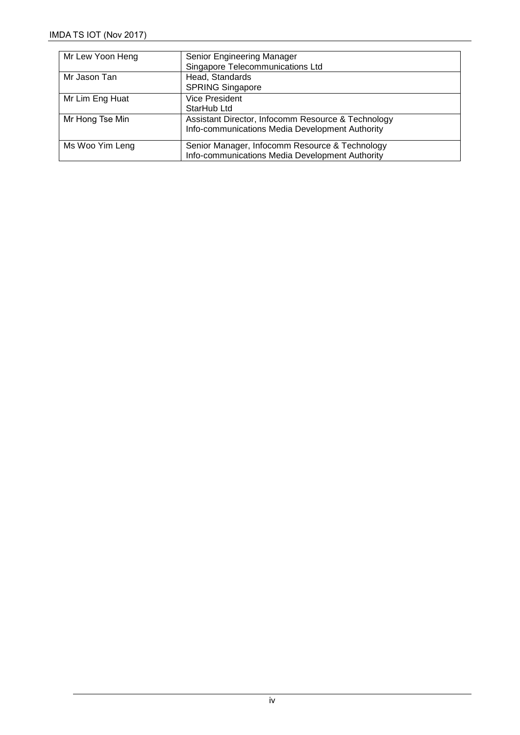| | |
|---|---|
| Mr Lew Yoon Heng | Senior Engineering Manager<br>Singapore Telecommunications Ltd |
| Mr Jason Tan | Head, Standards<br>SPRING Singapore |
| Mr Lim Eng Huat | Vice President<br>StarHub Ltd |
| Mr Hong Tse Min | Assistant Director, Infocomm Resource & Technology<br>Info-communications Media Development Authority |
| Ms Woo Yim Leng | Senior Manager, Infocomm Resource & Technology<br>Info-communications Media Development Authority |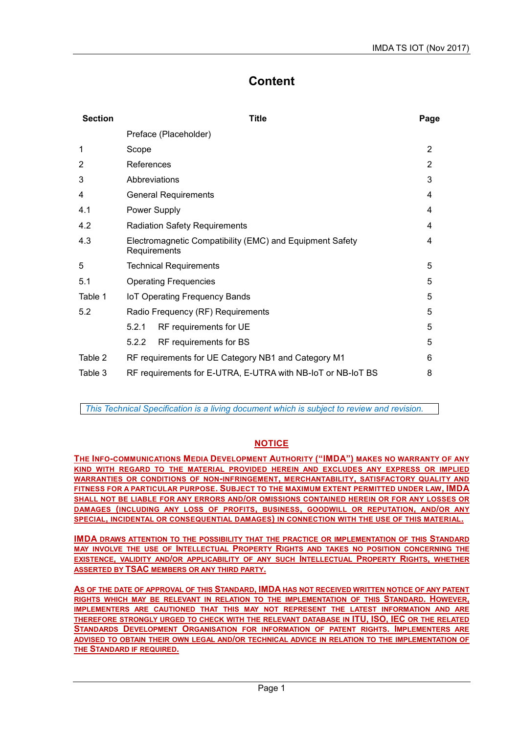# Content

| Section | Title | Page |
|---|---|---|
| | Preface (Placeholder) | |
| 1 | Scope | 2 |
| 2 | References | 2 |
| 3 | Abbreviations | 3 |
| 4 | General Requirements | 4 |
| 4.1 | Power Supply | 4 |
| 4.2 | Radiation Safety Requirements | 4 |
| 4.3 | Electromagnetic Compatibility (EMC) and Equipment Safety Requirements | 4 |
| 5 | Technical Requirements | 5 |
| 5.1 | Operating Frequencies | 5 |
| Table 1 | IoT Operating Frequency Bands | 5 |
| 5.2 | Radio Frequency (RF) Requirements | 5 |
| | 5.2.1 RF requirements for UE | 5 |
| | 5.2.2 RF requirements for BS | 5 |
| Table 2 | RF requirements for UE Category NB1 and Category M1 | 6 |
| Table 3 | RF requirements for E-UTRA, E-UTRA with NB-IoT or NB-IoT BS | 8 |

*This Technical Specification is a living document which is subject to review and revision.*

**NOTICE**

**THE INFO-COMMUNICATIONS MEDIA DEVELOPMENT AUTHORITY ("IMDA") MAKES NO WARRANTY OF ANY KIND WITH REGARD TO THE MATERIAL PROVIDED HEREIN AND EXCLUDES ANY EXPRESS OR IMPLIED WARRANTIES OR CONDITIONS OF NON-INFRINGEMENT, MERCHANTABILITY, SATISFACTORY QUALITY AND FITNESS FOR A PARTICULAR PURPOSE. SUBJECT TO THE MAXIMUM EXTENT PERMITTED UNDER LAW, IMDA SHALL NOT BE LIABLE FOR ANY ERRORS AND/OR OMISSIONS CONTAINED HEREIN OR FOR ANY LOSSES OR DAMAGES (INCLUDING ANY LOSS OF PROFITS, BUSINESS, GOODWILL OR REPUTATION, AND/OR ANY SPECIAL, INCIDENTAL OR CONSEQUENTIAL DAMAGES) IN CONNECTION WITH THE USE OF THIS MATERIAL.**

**IMDA DRAWS ATTENTION TO THE POSSIBILITY THAT THE PRACTICE OR IMPLEMENTATION OF THIS STANDARD MAY INVOLVE THE USE OF INTELLECTUAL PROPERTY RIGHTS AND TAKES NO POSITION CONCERNING THE EXISTENCE, VALIDITY AND/OR APPLICABILITY OF ANY SUCH INTELLECTUAL PROPERTY RIGHTS, WHETHER ASSERTED BY TSAC MEMBERS OR ANY THIRD PARTY.**

**AS OF THE DATE OF APPROVAL OF THIS STANDARD, IMDA HAS NOT RECEIVED WRITTEN NOTICE OF ANY PATENT RIGHTS WHICH MAY BE RELEVANT IN RELATION TO THE IMPLEMENTATION OF THIS STANDARD. HOWEVER, IMPLEMENTERS ARE CAUTIONED THAT THIS MAY NOT REPRESENT THE LATEST INFORMATION AND ARE THEREFORE STRONGLY URGED TO CHECK WITH THE RELEVANT DATABASE IN ITU, ISO, IEC OR THE RELATED STANDARDS DEVELOPMENT ORGANISATION FOR INFORMATION OF PATENT RIGHTS. IMPLEMENTERS ARE ADVISED TO OBTAIN THEIR OWN LEGAL AND/OR TECHNICAL ADVICE IN RELATION TO THE IMPLEMENTATION OF THE STANDARD IF REQUIRED.**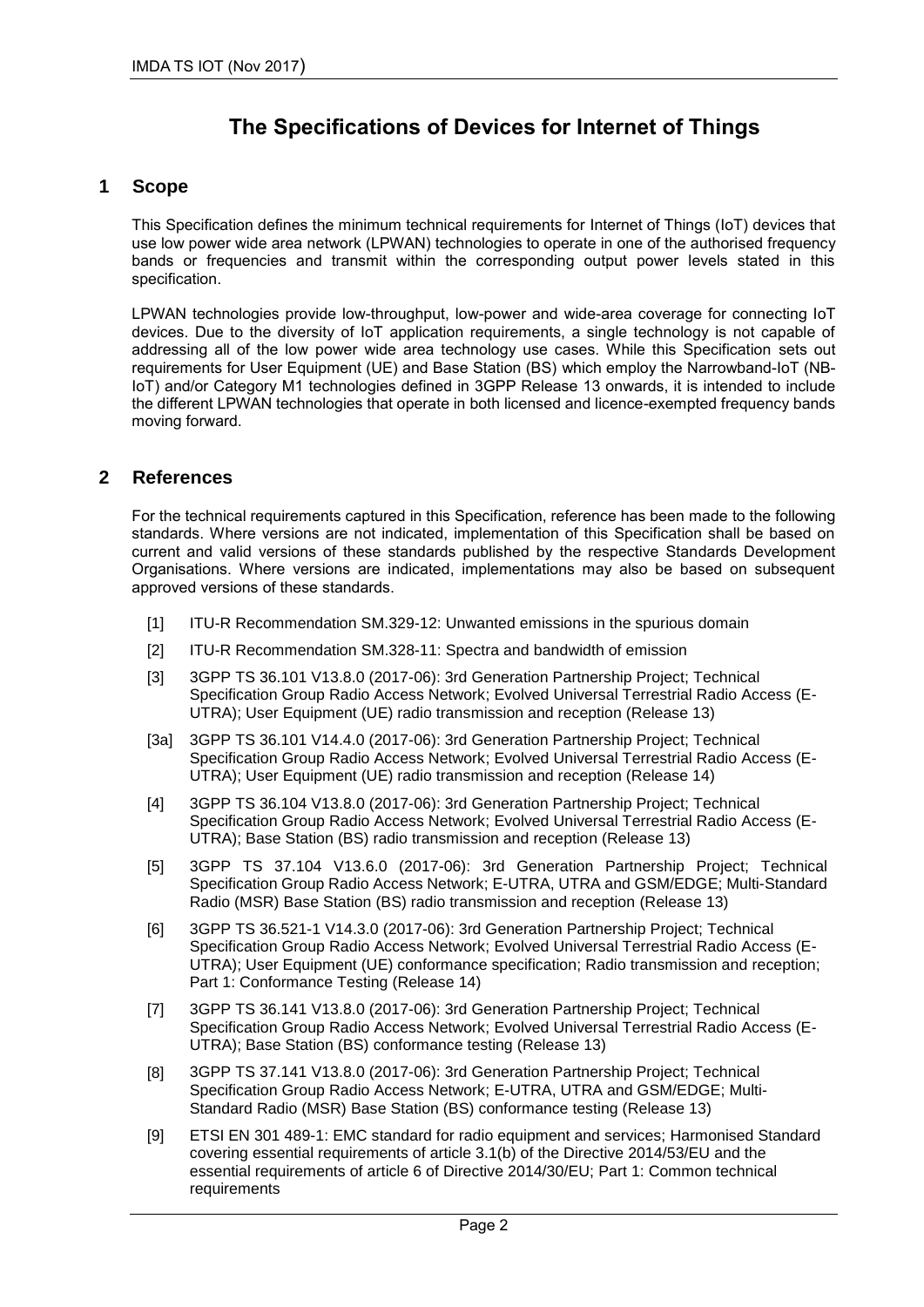# The Specifications of Devices for Internet of Things

## 1 Scope

This Specification defines the minimum technical requirements for Internet of Things (IoT) devices that use low power wide area network (LPWAN) technologies to operate in one of the authorised frequency bands or frequencies and transmit within the corresponding output power levels stated in this specification.

LPWAN technologies provide low-throughput, low-power and wide-area coverage for connecting IoT devices. Due to the diversity of IoT application requirements, a single technology is not capable of addressing all of the low power wide area technology use cases. While this Specification sets out requirements for User Equipment (UE) and Base Station (BS) which employ the Narrowband-IoT (NB-IoT) and/or Category M1 technologies defined in 3GPP Release 13 onwards, it is intended to include the different LPWAN technologies that operate in both licensed and licence-exempted frequency bands moving forward.

## 2 References

For the technical requirements captured in this Specification, reference has been made to the following standards. Where versions are not indicated, implementation of this Specification shall be based on current and valid versions of these standards published by the respective Standards Development Organisations. Where versions are indicated, implementations may also be based on subsequent approved versions of these standards.

[1] ITU-R Recommendation SM.329-12: Unwanted emissions in the spurious domain

[2] ITU-R Recommendation SM.328-11: Spectra and bandwidth of emission

[3] 3GPP TS 36.101 V13.8.0 (2017-06): 3rd Generation Partnership Project; Technical Specification Group Radio Access Network; Evolved Universal Terrestrial Radio Access (E-UTRA); User Equipment (UE) radio transmission and reception (Release 13)

[3a] 3GPP TS 36.101 V14.4.0 (2017-06): 3rd Generation Partnership Project; Technical Specification Group Radio Access Network; Evolved Universal Terrestrial Radio Access (E-UTRA); User Equipment (UE) radio transmission and reception (Release 14)

[4] 3GPP TS 36.104 V13.8.0 (2017-06): 3rd Generation Partnership Project; Technical Specification Group Radio Access Network; Evolved Universal Terrestrial Radio Access (E-UTRA); Base Station (BS) radio transmission and reception (Release 13)

[5] 3GPP TS 37.104 V13.6.0 (2017-06): 3rd Generation Partnership Project; Technical Specification Group Radio Access Network; E-UTRA, UTRA and GSM/EDGE; Multi-Standard Radio (MSR) Base Station (BS) radio transmission and reception (Release 13)

[6] 3GPP TS 36.521-1 V14.3.0 (2017-06): 3rd Generation Partnership Project; Technical Specification Group Radio Access Network; Evolved Universal Terrestrial Radio Access (E-UTRA); User Equipment (UE) conformance specification; Radio transmission and reception; Part 1: Conformance Testing (Release 14)

[7] 3GPP TS 36.141 V13.8.0 (2017-06): 3rd Generation Partnership Project; Technical Specification Group Radio Access Network; Evolved Universal Terrestrial Radio Access (E-UTRA); Base Station (BS) conformance testing (Release 13)

[8] 3GPP TS 37.141 V13.8.0 (2017-06): 3rd Generation Partnership Project; Technical Specification Group Radio Access Network; E-UTRA, UTRA and GSM/EDGE; Multi-Standard Radio (MSR) Base Station (BS) conformance testing (Release 13)

[9] ETSI EN 301 489-1: EMC standard for radio equipment and services; Harmonised Standard covering essential requirements of article 3.1(b) of the Directive 2014/53/EU and the essential requirements of article 6 of Directive 2014/30/EU; Part 1: Common technical requirements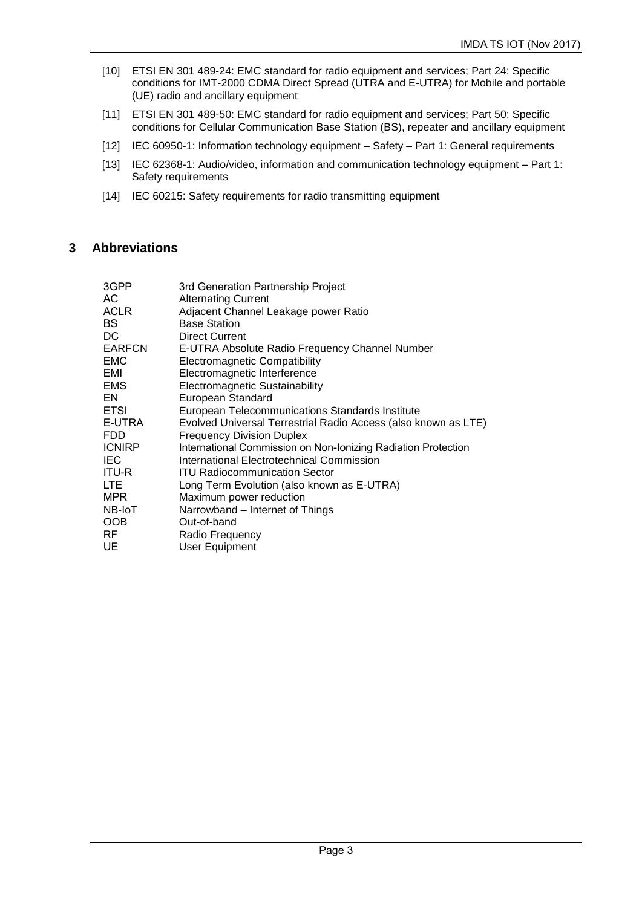[10] ETSI EN 301 489-24: EMC standard for radio equipment and services; Part 24: Specific conditions for IMT-2000 CDMA Direct Spread (UTRA and E-UTRA) for Mobile and portable (UE) radio and ancillary equipment

[11] ETSI EN 301 489-50: EMC standard for radio equipment and services; Part 50: Specific conditions for Cellular Communication Base Station (BS), repeater and ancillary equipment

[12] IEC 60950-1: Information technology equipment – Safety – Part 1: General requirements

[13] IEC 62368-1: Audio/video, information and communication technology equipment – Part 1: Safety requirements

[14] IEC 60215: Safety requirements for radio transmitting equipment

## 3 Abbreviations

| | |
|---|---|
| 3GPP | 3rd Generation Partnership Project |
| AC | Alternating Current |
| ACLR | Adjacent Channel Leakage power Ratio |
| BS | Base Station |
| DC | Direct Current |
| EARFCN | E-UTRA Absolute Radio Frequency Channel Number |
| EMC | Electromagnetic Compatibility |
| EMI | Electromagnetic Interference |
| EMS | Electromagnetic Sustainability |
| EN | European Standard |
| ETSI | European Telecommunications Standards Institute |
| E-UTRA | Evolved Universal Terrestrial Radio Access (also known as LTE) |
| FDD | Frequency Division Duplex |
| ICNIRP | International Commission on Non-Ionizing Radiation Protection |
| IEC | International Electrotechnical Commission |
| ITU-R | ITU Radiocommunication Sector |
| LTE | Long Term Evolution (also known as E-UTRA) |
| MPR | Maximum power reduction |
| NB-IoT | Narrowband – Internet of Things |
| OOB | Out-of-band |
| RF | Radio Frequency |
| UE | User Equipment |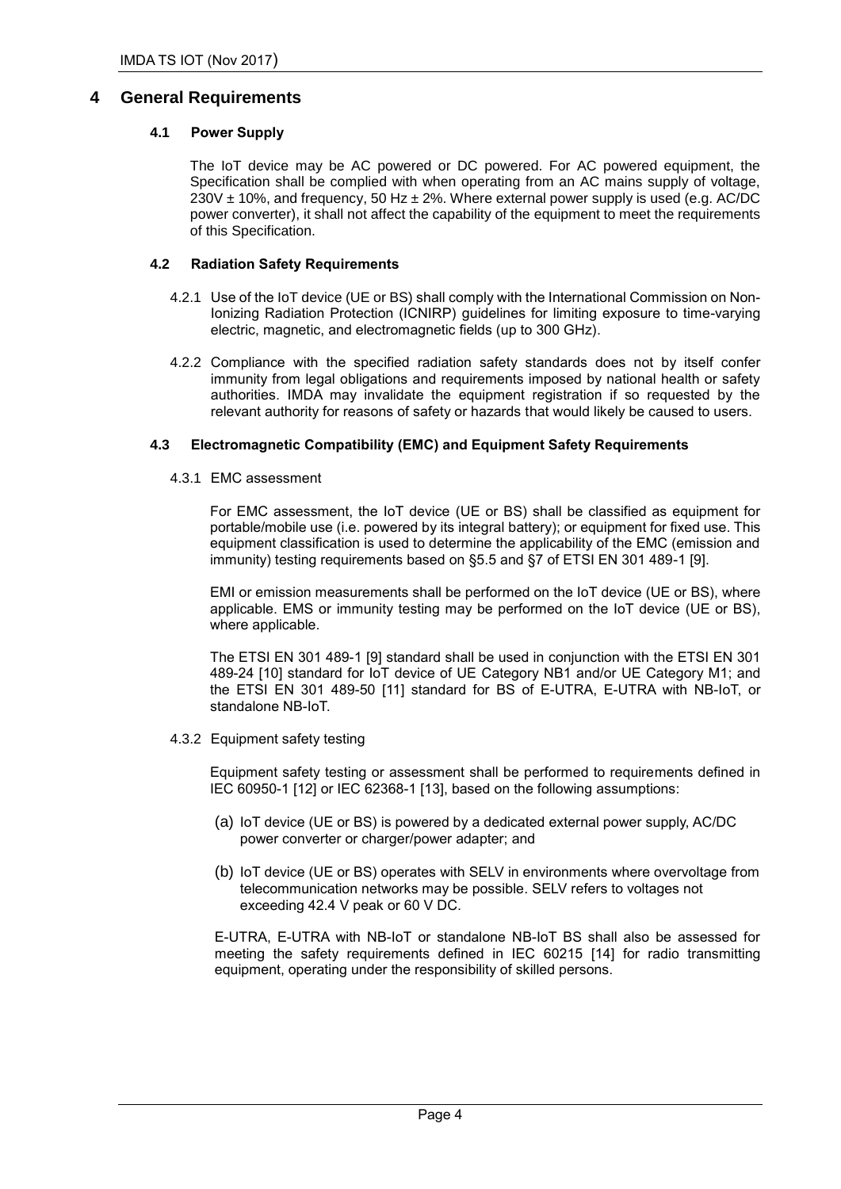# 4 General Requirements

## 4.1 Power Supply

The IoT device may be AC powered or DC powered. For AC powered equipment, the Specification shall be complied with when operating from an AC mains supply of voltage, 230V ± 10%, and frequency, 50 Hz ± 2%. Where external power supply is used (e.g. AC/DC power converter), it shall not affect the capability of the equipment to meet the requirements of this Specification.

## 4.2 Radiation Safety Requirements

4.2.1 Use of the IoT device (UE or BS) shall comply with the International Commission on Non-Ionizing Radiation Protection (ICNIRP) guidelines for limiting exposure to time-varying electric, magnetic, and electromagnetic fields (up to 300 GHz).

4.2.2 Compliance with the specified radiation safety standards does not by itself confer immunity from legal obligations and requirements imposed by national health or safety authorities. IMDA may invalidate the equipment registration if so requested by the relevant authority for reasons of safety or hazards that would likely be caused to users.

## 4.3 Electromagnetic Compatibility (EMC) and Equipment Safety Requirements

### 4.3.1 EMC assessment

For EMC assessment, the IoT device (UE or BS) shall be classified as equipment for portable/mobile use (i.e. powered by its integral battery); or equipment for fixed use. This equipment classification is used to determine the applicability of the EMC (emission and immunity) testing requirements based on §5.5 and §7 of ETSI EN 301 489-1 [9].

EMI or emission measurements shall be performed on the IoT device (UE or BS), where applicable. EMS or immunity testing may be performed on the IoT device (UE or BS), where applicable.

The ETSI EN 301 489-1 [9] standard shall be used in conjunction with the ETSI EN 301 489-24 [10] standard for IoT device of UE Category NB1 and/or UE Category M1; and the ETSI EN 301 489-50 [11] standard for BS of E-UTRA, E-UTRA with NB-IoT, or standalone NB-IoT.

### 4.3.2 Equipment safety testing

Equipment safety testing or assessment shall be performed to requirements defined in IEC 60950-1 [12] or IEC 62368-1 [13], based on the following assumptions:

(a) IoT device (UE or BS) is powered by a dedicated external power supply, AC/DC power converter or charger/power adapter; and

(b) IoT device (UE or BS) operates with SELV in environments where overvoltage from telecommunication networks may be possible. SELV refers to voltages not exceeding 42.4 V peak or 60 V DC.

E-UTRA, E-UTRA with NB-IoT or standalone NB-IoT BS shall also be assessed for meeting the safety requirements defined in IEC 60215 [14] for radio transmitting equipment, operating under the responsibility of skilled persons.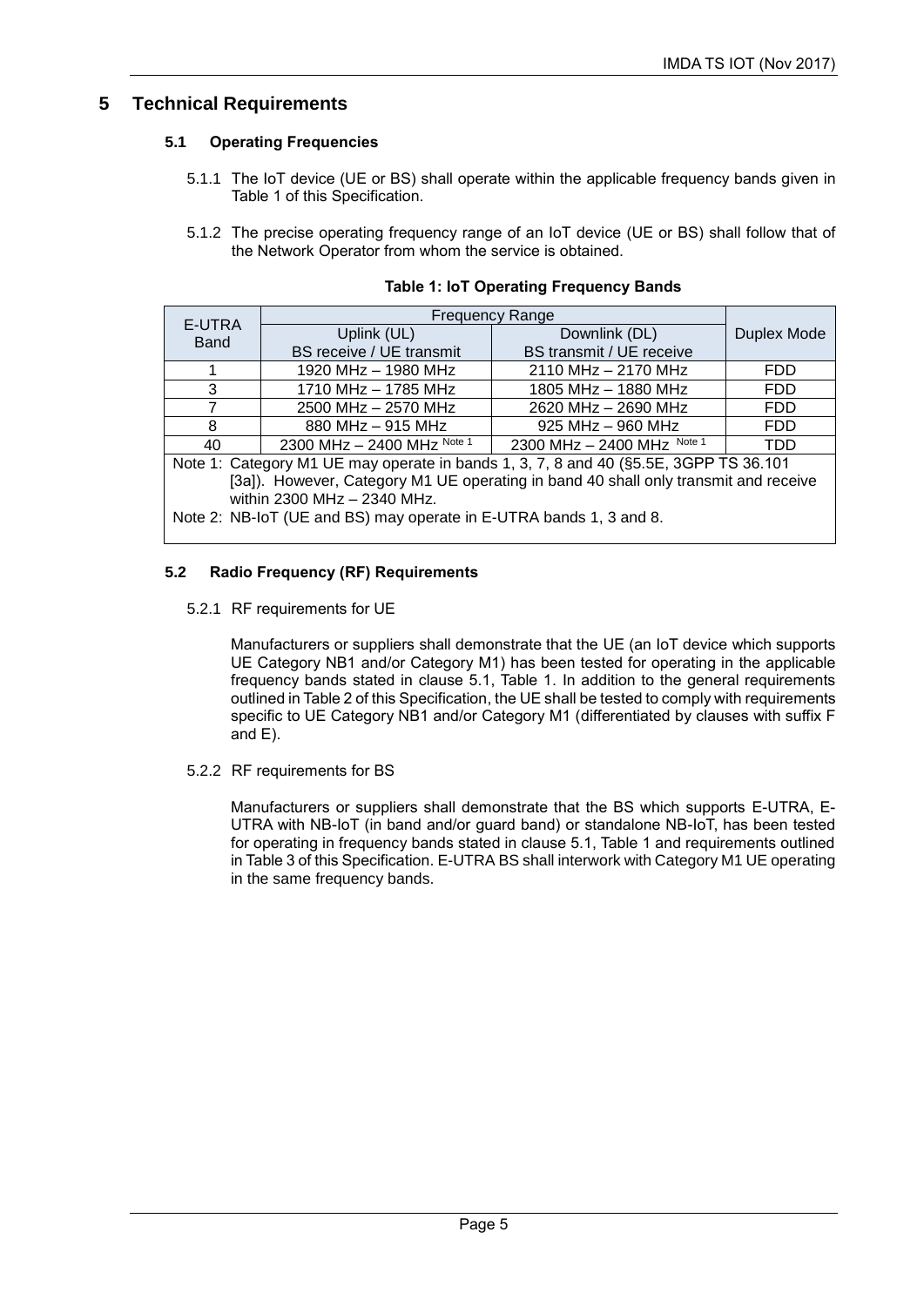# 5 Technical Requirements

## 5.1 Operating Frequencies

5.1.1 The IoT device (UE or BS) shall operate within the applicable frequency bands given in Table 1 of this Specification.

5.1.2 The precise operating frequency range of an IoT device (UE or BS) shall follow that of the Network Operator from whom the service is obtained.

**Table 1: IoT Operating Frequency Bands**

| E-UTRA Band | Frequency Range | | Duplex Mode |
|---|---|---|---|
| | Uplink (UL) BS receive / UE transmit | Downlink (DL) BS transmit / UE receive | |
| 1 | 1920 MHz – 1980 MHz | 2110 MHz – 2170 MHz | FDD |
| 3 | 1710 MHz – 1785 MHz | 1805 MHz – 1880 MHz | FDD |
| 7 | 2500 MHz – 2570 MHz | 2620 MHz – 2690 MHz | FDD |
| 8 | 880 MHz – 915 MHz | 925 MHz – 960 MHz | FDD |
| 40 | 2300 MHz – 2400 MHz Note 1 | 2300 MHz – 2400 MHz Note 1 | TDD |

Note 1: Category M1 UE may operate in bands 1, 3, 7, 8 and 40 (§5.5E, 3GPP TS 36.101 [3a]). However, Category M1 UE operating in band 40 shall only transmit and receive within 2300 MHz – 2340 MHz.

Note 2: NB-IoT (UE and BS) may operate in E-UTRA bands 1, 3 and 8.

## 5.2 Radio Frequency (RF) Requirements

5.2.1 RF requirements for UE

Manufacturers or suppliers shall demonstrate that the UE (an IoT device which supports UE Category NB1 and/or Category M1) has been tested for operating in the applicable frequency bands stated in clause 5.1, Table 1. In addition to the general requirements outlined in Table 2 of this Specification, the UE shall be tested to comply with requirements specific to UE Category NB1 and/or Category M1 (differentiated by clauses with suffix F and E).

5.2.2 RF requirements for BS

Manufacturers or suppliers shall demonstrate that the BS which supports E-UTRA, E-UTRA with NB-IoT (in band and/or guard band) or standalone NB-IoT, has been tested for operating in frequency bands stated in clause 5.1, Table 1 and requirements outlined in Table 3 of this Specification. E-UTRA BS shall interwork with Category M1 UE operating in the same frequency bands.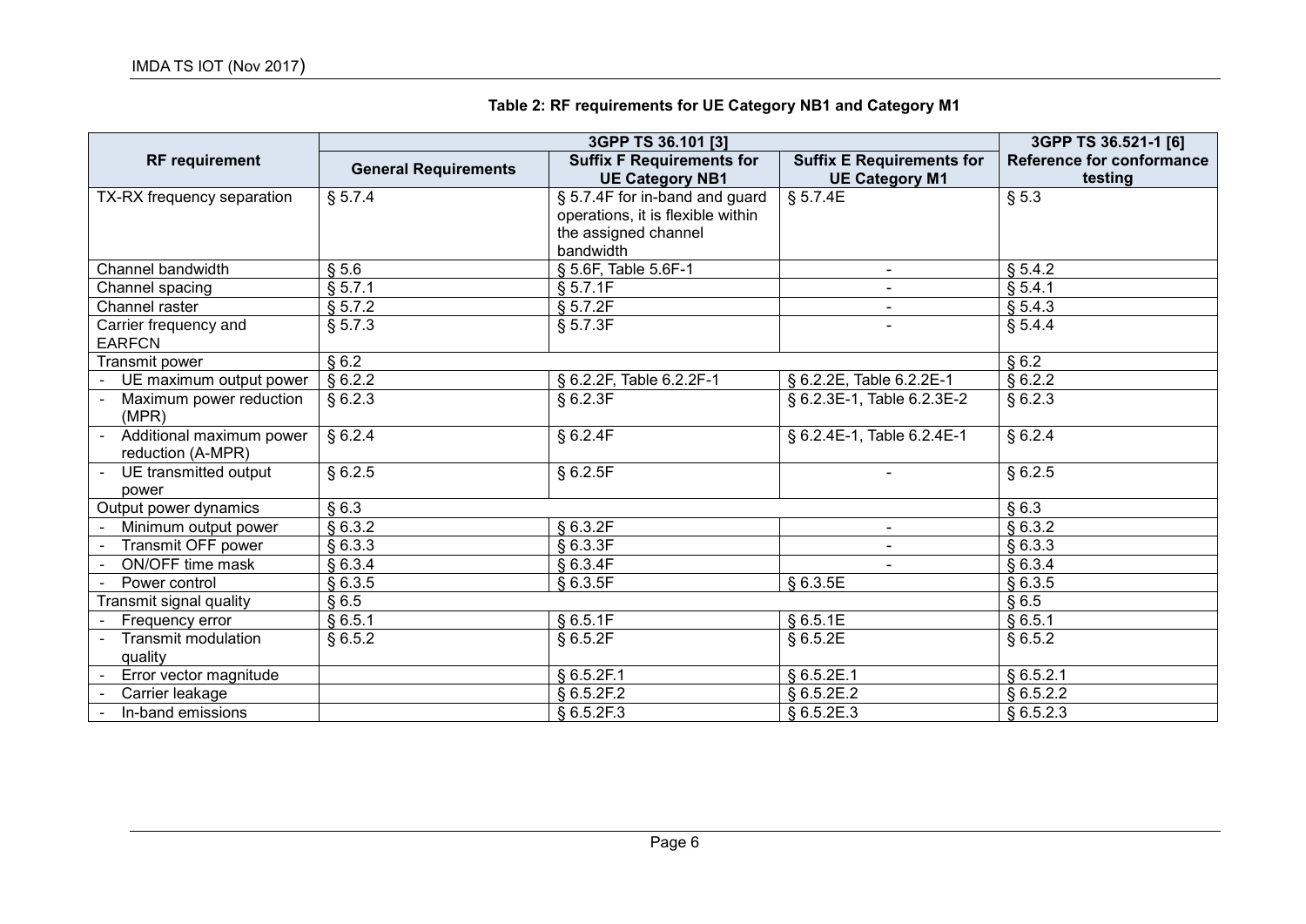**Table 2: RF requirements for UE Category NB1 and Category M1**

| RF requirement | 3GPP TS 36.101 [3] | | | 3GPP TS 36.521-1 [6] |
|---|---|---|---|---|
| | General Requirements | Suffix F Requirements for UE Category NB1 | Suffix E Requirements for UE Category M1 | Reference for conformance testing |
| TX-RX frequency separation | § 5.7.4 | § 5.7.4F for in-band and guard operations, it is flexible within the assigned channel bandwidth | § 5.7.4E | § 5.3 |
| Channel bandwidth | § 5.6 | § 5.6F, Table 5.6F-1 | - | § 5.4.2 |
| Channel spacing | § 5.7.1 | § 5.7.1F | - | § 5.4.1 |
| Channel raster | § 5.7.2 | § 5.7.2F | - | § 5.4.3 |
| Carrier frequency and EARFCN | § 5.7.3 | § 5.7.3F | - | § 5.4.4 |
| Transmit power | § 6.2 | | | § 6.2 |
| - UE maximum output power | § 6.2.2 | § 6.2.2F, Table 6.2.2F-1 | § 6.2.2E, Table 6.2.2E-1 | § 6.2.2 |
| - Maximum power reduction (MPR) | § 6.2.3 | § 6.2.3F | § 6.2.3E-1, Table 6.2.3E-2 | § 6.2.3 |
| - Additional maximum power reduction (A-MPR) | § 6.2.4 | § 6.2.4F | § 6.2.4E-1, Table 6.2.4E-1 | § 6.2.4 |
| - UE transmitted output power | § 6.2.5 | § 6.2.5F | - | § 6.2.5 |
| Output power dynamics | § 6.3 | | | § 6.3 |
| - Minimum output power | § 6.3.2 | § 6.3.2F | - | § 6.3.2 |
| - Transmit OFF power | § 6.3.3 | § 6.3.3F | - | § 6.3.3 |
| - ON/OFF time mask | § 6.3.4 | § 6.3.4F | - | § 6.3.4 |
| - Power control | § 6.3.5 | § 6.3.5F | § 6.3.5E | § 6.3.5 |
| Transmit signal quality | § 6.5 | | | § 6.5 |
| - Frequency error | § 6.5.1 | § 6.5.1F | § 6.5.1E | § 6.5.1 |
| - Transmit modulation quality | § 6.5.2 | § 6.5.2F | § 6.5.2E | § 6.5.2 |
| - Error vector magnitude | | § 6.5.2F.1 | § 6.5.2E.1 | § 6.5.2.1 |
| - Carrier leakage | | § 6.5.2F.2 | § 6.5.2E.2 | § 6.5.2.2 |
| - In-band emissions | | § 6.5.2F.3 | § 6.5.2E.3 | § 6.5.2.3 |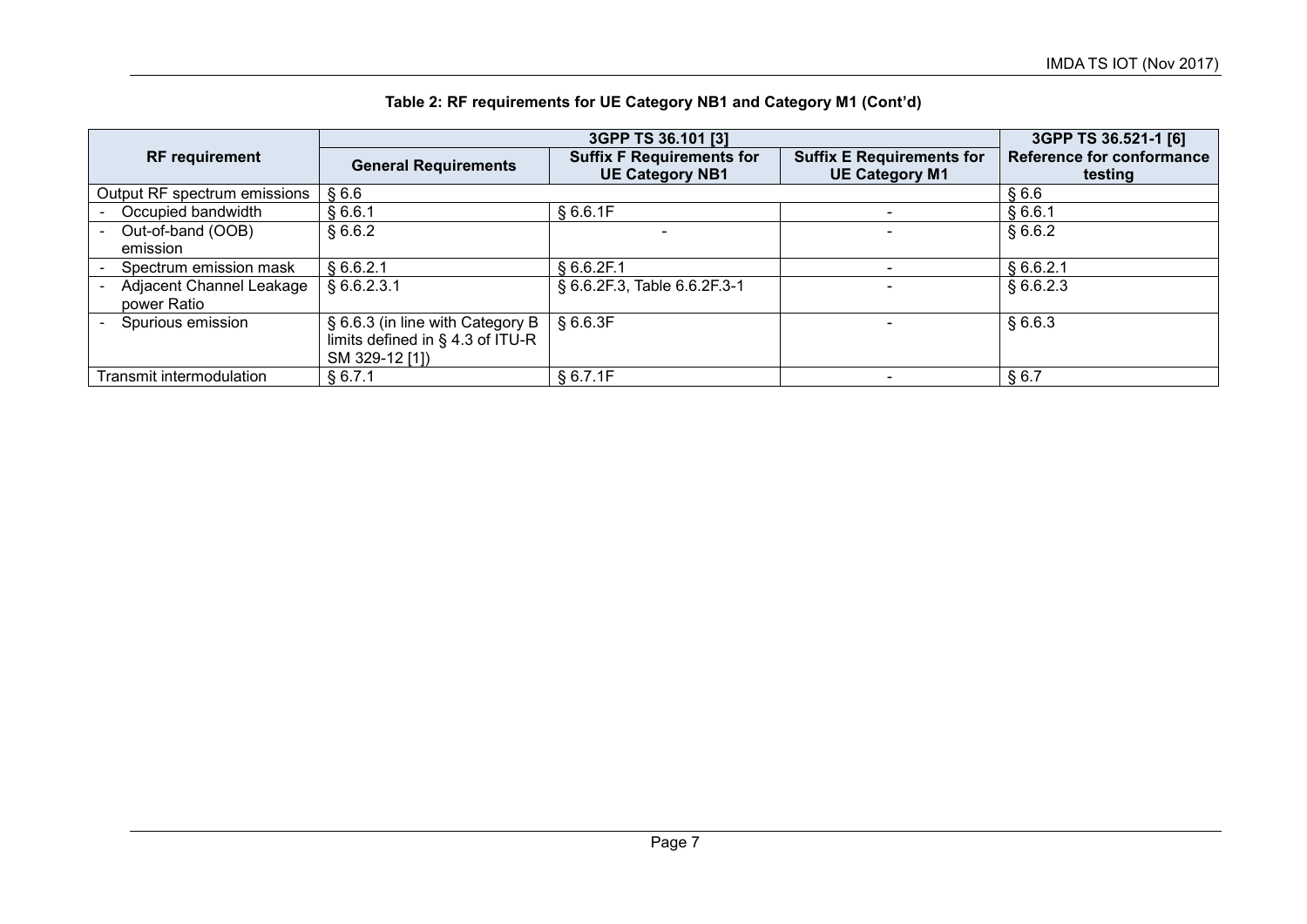**Table 2: RF requirements for UE Category NB1 and Category M1 (Cont'd)**

| RF requirement | 3GPP TS 36.101 [3] | | | 3GPP TS 36.521-1 [6] |
|---|---|---|---|---|
| | General Requirements | Suffix F Requirements for UE Category NB1 | Suffix E Requirements for UE Category M1 | Reference for conformance testing |
| Output RF spectrum emissions | § 6.6 | | | § 6.6 |
| - Occupied bandwidth | § 6.6.1 | § 6.6.1F | - | § 6.6.1 |
| - Out-of-band (OOB) emission | § 6.6.2 | - | - | § 6.6.2 |
| - Spectrum emission mask | § 6.6.2.1 | § 6.6.2F.1 | - | § 6.6.2.1 |
| - Adjacent Channel Leakage power Ratio | § 6.6.2.3.1 | § 6.6.2F.3, Table 6.6.2F.3-1 | - | § 6.6.2.3 |
| - Spurious emission | § 6.6.3 (in line with Category B limits defined in § 4.3 of ITU-R SM 329-12 [1]) | § 6.6.3F | - | § 6.6.3 |
| Transmit intermodulation | § 6.7.1 | § 6.7.1F | - | § 6.7 |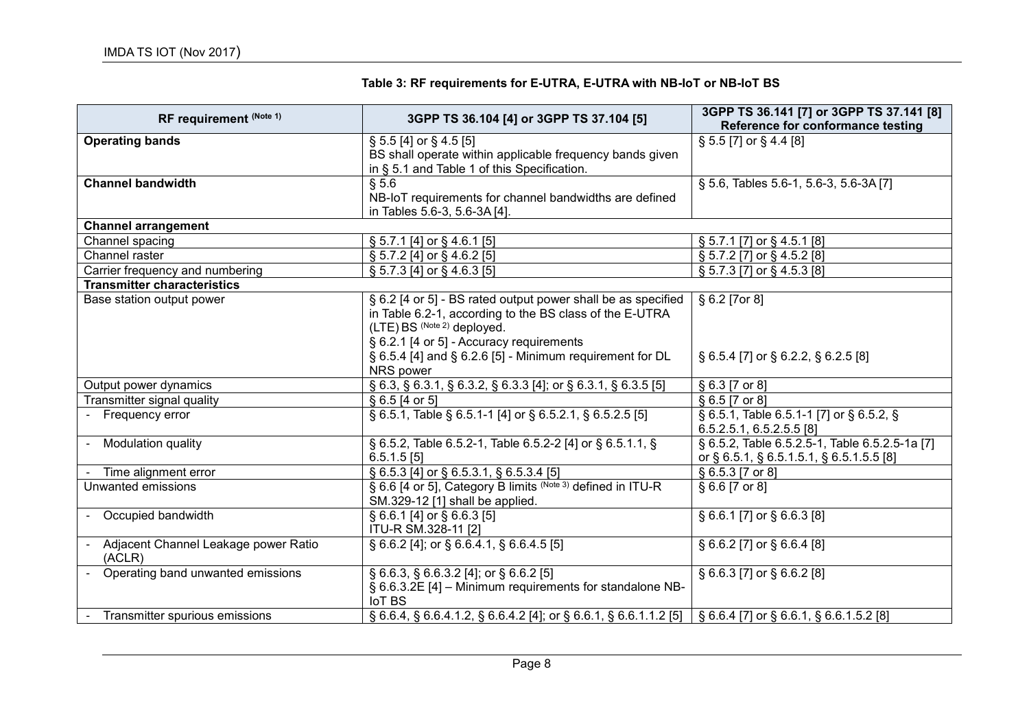**Table 3: RF requirements for E-UTRA, E-UTRA with NB-IoT or NB-IoT BS**

| RF requirement (Note 1) | 3GPP TS 36.104 [4] or 3GPP TS 37.104 [5] | 3GPP TS 36.141 [7] or 3GPP TS 37.141 [8] Reference for conformance testing |
|---|---|---|
| **Operating bands** | § 5.5 [4] or § 4.5 [5]<br>BS shall operate within applicable frequency bands given in § 5.1 and Table 1 of this Specification. | § 5.5 [7] or § 4.4 [8] |
| **Channel bandwidth** | § 5.6<br>NB-IoT requirements for channel bandwidths are defined in Tables 5.6-3, 5.6-3A [4]. | § 5.6, Tables 5.6-1, 5.6-3, 5.6-3A [7] |
| **Channel arrangement** | | |
| Channel spacing | § 5.7.1 [4] or § 4.6.1 [5] | § 5.7.1 [7] or § 4.5.1 [8] |
| Channel raster | § 5.7.2 [4] or § 4.6.2 [5] | § 5.7.2 [7] or § 4.5.2 [8] |
| Carrier frequency and numbering | § 5.7.3 [4] or § 4.6.3 [5] | § 5.7.3 [7] or § 4.5.3 [8] |
| **Transmitter characteristics** | | |
| Base station output power | § 6.2 [4 or 5] - BS rated output power shall be as specified in Table 6.2-1, according to the BS class of the E-UTRA (LTE) BS (Note 2) deployed.<br>§ 6.2.1 [4 or 5] - Accuracy requirements<br>§ 6.5.4 [4] and § 6.2.6 [5] - Minimum requirement for DL NRS power | § 6.2 [7or 8]<br><br>§ 6.5.4 [7] or § 6.2.2, § 6.2.5 [8] |
| Output power dynamics | § 6.3, § 6.3.1, § 6.3.2, § 6.3.3 [4]; or § 6.3.1, § 6.3.5 [5] | § 6.3 [7 or 8] |
| Transmitter signal quality | § 6.5 [4 or 5] | § 6.5 [7 or 8] |
| - Frequency error | § 6.5.1, Table § 6.5.1-1 [4] or § 6.5.2.1, § 6.5.2.5 [5] | § 6.5.1, Table 6.5.1-1 [7] or § 6.5.2, § 6.5.2.5.1, 6.5.2.5.5 [8] |
| - Modulation quality | § 6.5.2, Table 6.5.2-1, Table 6.5.2-2 [4] or § 6.5.1.1, § 6.5.1.5 [5] | § 6.5.2, Table 6.5.2.5-1, Table 6.5.2.5-1a [7] or § 6.5.1, § 6.5.1.5.1, § 6.5.1.5.5 [8] |
| - Time alignment error | § 6.5.3 [4] or § 6.5.3.1, § 6.5.3.4 [5] | § 6.5.3 [7 or 8] |
| Unwanted emissions | § 6.6 [4 or 5], Category B limits (Note 3) defined in ITU-R SM.329-12 [1] shall be applied. | § 6.6 [7 or 8] |
| - Occupied bandwidth | § 6.6.1 [4] or § 6.6.3 [5]<br>ITU-R SM.328-11 [2] | § 6.6.1 [7] or § 6.6.3 [8] |
| - Adjacent Channel Leakage power Ratio (ACLR) | § 6.6.2 [4]; or § 6.6.4.1, § 6.6.4.5 [5] | § 6.6.2 [7] or § 6.6.4 [8] |
| - Operating band unwanted emissions | § 6.6.3, § 6.6.3.2 [4]; or § 6.6.2 [5]<br>§ 6.6.3.2E [4] – Minimum requirements for standalone NB-IoT BS | § 6.6.3 [7] or § 6.6.2 [8] |
| - Transmitter spurious emissions | § 6.6.4, § 6.6.4.1.2, § 6.6.4.2 [4]; or § 6.6.1, § 6.6.1.1.2 [5] | § 6.6.4 [7] or § 6.6.1, § 6.6.1.5.2 [8] |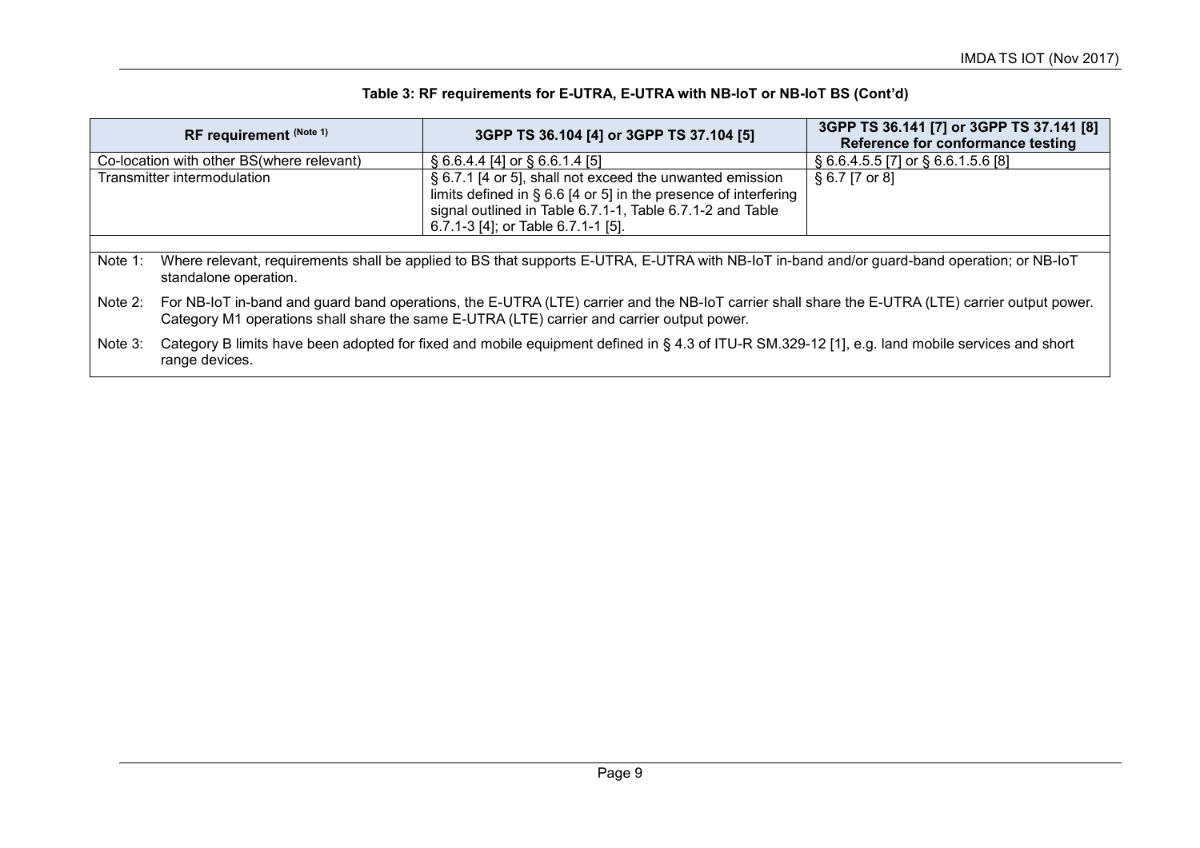**Table 3: RF requirements for E-UTRA, E-UTRA with NB-IoT or NB-IoT BS (Cont'd)**

| RF requirement (Note 1) | 3GPP TS 36.104 [4] or 3GPP TS 37.104 [5] | 3GPP TS 36.141 [7] or 3GPP TS 37.141 [8] Reference for conformance testing |
|---|---|---|
| Co-location with other BS(where relevant) | § 6.6.4.4 [4] or § 6.6.1.4 [5] | § 6.6.4.5.5 [7] or § 6.6.1.5.6 [8] |
| Transmitter intermodulation | § 6.7.1 [4 or 5], shall not exceed the unwanted emission limits defined in § 6.6 [4 or 5] in the presence of interfering signal outlined in Table 6.7.1-1, Table 6.7.1-2 and Table 6.7.1-3 [4]; or Table 6.7.1-1 [5]. | § 6.7 [7 or 8] |

Note 1: Where relevant, requirements shall be applied to BS that supports E-UTRA, E-UTRA with NB-IoT in-band and/or guard-band operation; or NB-IoT standalone operation.

Note 2: For NB-IoT in-band and guard band operations, the E-UTRA (LTE) carrier and the NB-IoT carrier shall share the E-UTRA (LTE) carrier output power. Category M1 operations shall share the same E-UTRA (LTE) carrier and carrier output power.

Note 3: Category B limits have been adopted for fixed and mobile equipment defined in § 4.3 of ITU-R SM.329-12 [1], e.g. land mobile services and short range devices.